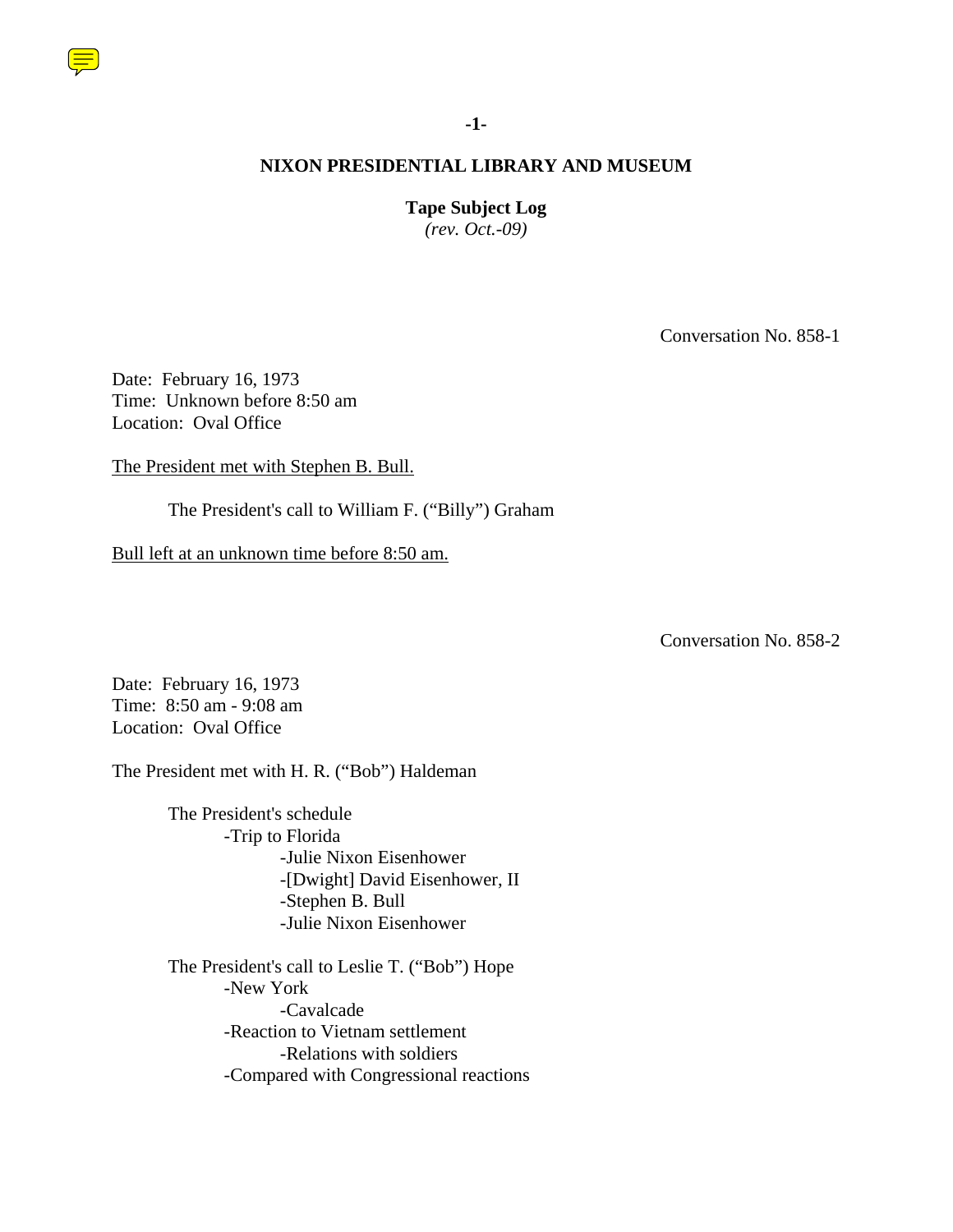**NIXON PRESIDENTIAL LIBRARY AND MUSEUM**

**Tape Subject Log**
*(rev. Oct.-09)*

Conversation No. 858-1

Date: February 16, 1973
Time: Unknown before 8:50 am
Location: Oval Office

<u>The President met with Stephen B. Bull.</u>

The President's call to William F. ("Billy") Graham

<u>Bull left at an unknown time before 8:50 am.</u>

Conversation No. 858-2

Date: February 16, 1973
Time: 8:50 am - 9:08 am
Location: Oval Office

The President met with H. R. ("Bob") Haldeman

- The President's schedule
  - -Trip to Florida
    - -Julie Nixon Eisenhower
    - -[Dwight] David Eisenhower, II
    - -Stephen B. Bull
    - -Julie Nixon Eisenhower

- The President's call to Leslie T. ("Bob") Hope
  - -New York
    - -Cavalcade
  - -Reaction to Vietnam settlement
    - -Relations with soldiers
  - -Compared with Congressional reactions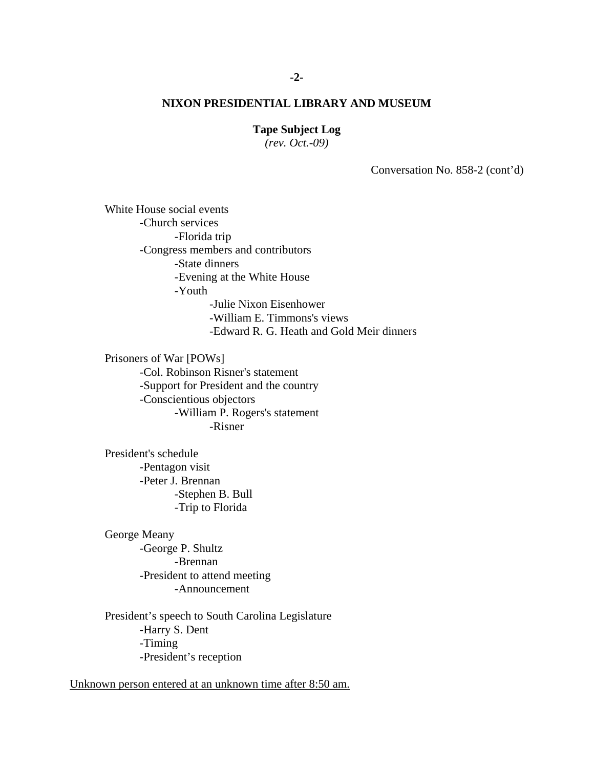**NIXON PRESIDENTIAL LIBRARY AND MUSEUM**

**Tape Subject Log**
*(rev. Oct.-09)*

Conversation No. 858-2 (cont'd)

White House social events
- -Church services
    - -Florida trip
- -Congress members and contributors
    - -State dinners
    - -Evening at the White House
    - -Youth
        - -Julie Nixon Eisenhower
        - -William E. Timmons's views
        - -Edward R. G. Heath and Gold Meir dinners

Prisoners of War [POWs]
- -Col. Robinson Risner's statement
- -Support for President and the country
- -Conscientious objectors
    - -William P. Rogers's statement
        - -Risner

President's schedule
- -Pentagon visit
- -Peter J. Brennan
    - -Stephen B. Bull
    - -Trip to Florida

George Meany
- -George P. Shultz
    - -Brennan
- -President to attend meeting
    - -Announcement

President's speech to South Carolina Legislature
- -Harry S. Dent
- -Timing
- -President's reception

<u>Unknown person entered at an unknown time after 8:50 am.</u>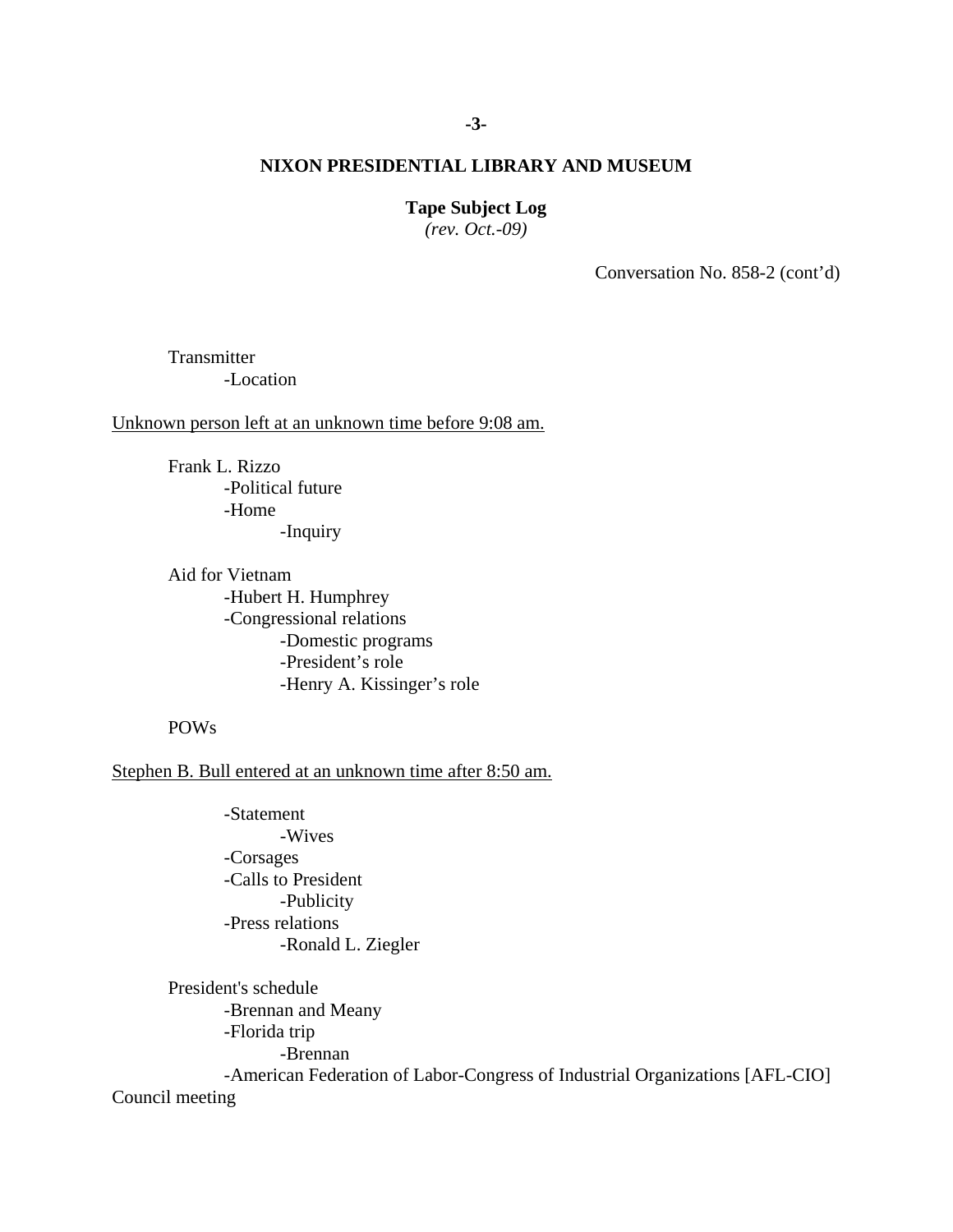**NIXON PRESIDENTIAL LIBRARY AND MUSEUM**

**Tape Subject Log**
*(rev. Oct.-09)*

Conversation No. 858-2 (cont'd)

Transmitter
- -Location

Unknown person left at an unknown time before 9:08 am.

Frank L. Rizzo
- -Political future
- -Home
  - -Inquiry

Aid for Vietnam
- -Hubert H. Humphrey
- -Congressional relations
  - -Domestic programs
  - -President's role
  - -Henry A. Kissinger's role

POWs

Stephen B. Bull entered at an unknown time after 8:50 am.

- -Statement
  - -Wives
- -Corsages
- -Calls to President
  - -Publicity
- -Press relations
  - -Ronald L. Ziegler

President's schedule
- -Brennan and Meany
- -Florida trip
  - -Brennan
- -American Federation of Labor-Congress of Industrial Organizations [AFL-CIO] Council meeting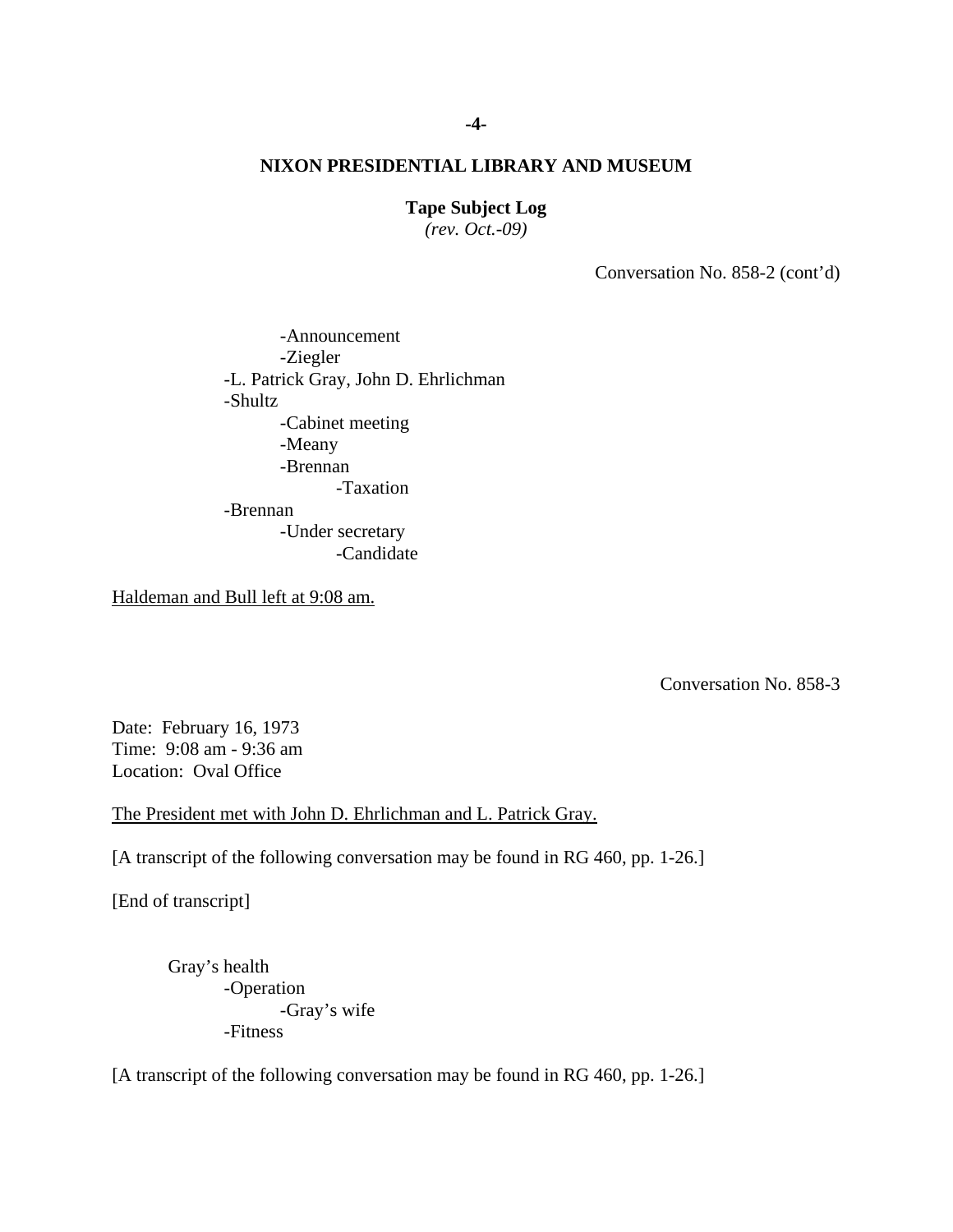**NIXON PRESIDENTIAL LIBRARY AND MUSEUM**

**Tape Subject Log**
*(rev. Oct.-09)*

Conversation No. 858-2 (cont'd)

- -Announcement
- -Ziegler

-L. Patrick Gray, John D. Ehrlichman
-Shultz
- -Cabinet meeting
- -Meany
- -Brennan
  - -Taxation

-Brennan
- -Under secretary
  - -Candidate

Haldeman and Bull left at 9:08 am.

Conversation No. 858-3

Date: February 16, 1973
Time: 9:08 am - 9:36 am
Location: Oval Office

The President met with John D. Ehrlichman and L. Patrick Gray.

[A transcript of the following conversation may be found in RG 460, pp. 1-26.]

[End of transcript]

Gray's health
- -Operation
  - -Gray's wife
- -Fitness

[A transcript of the following conversation may be found in RG 460, pp. 1-26.]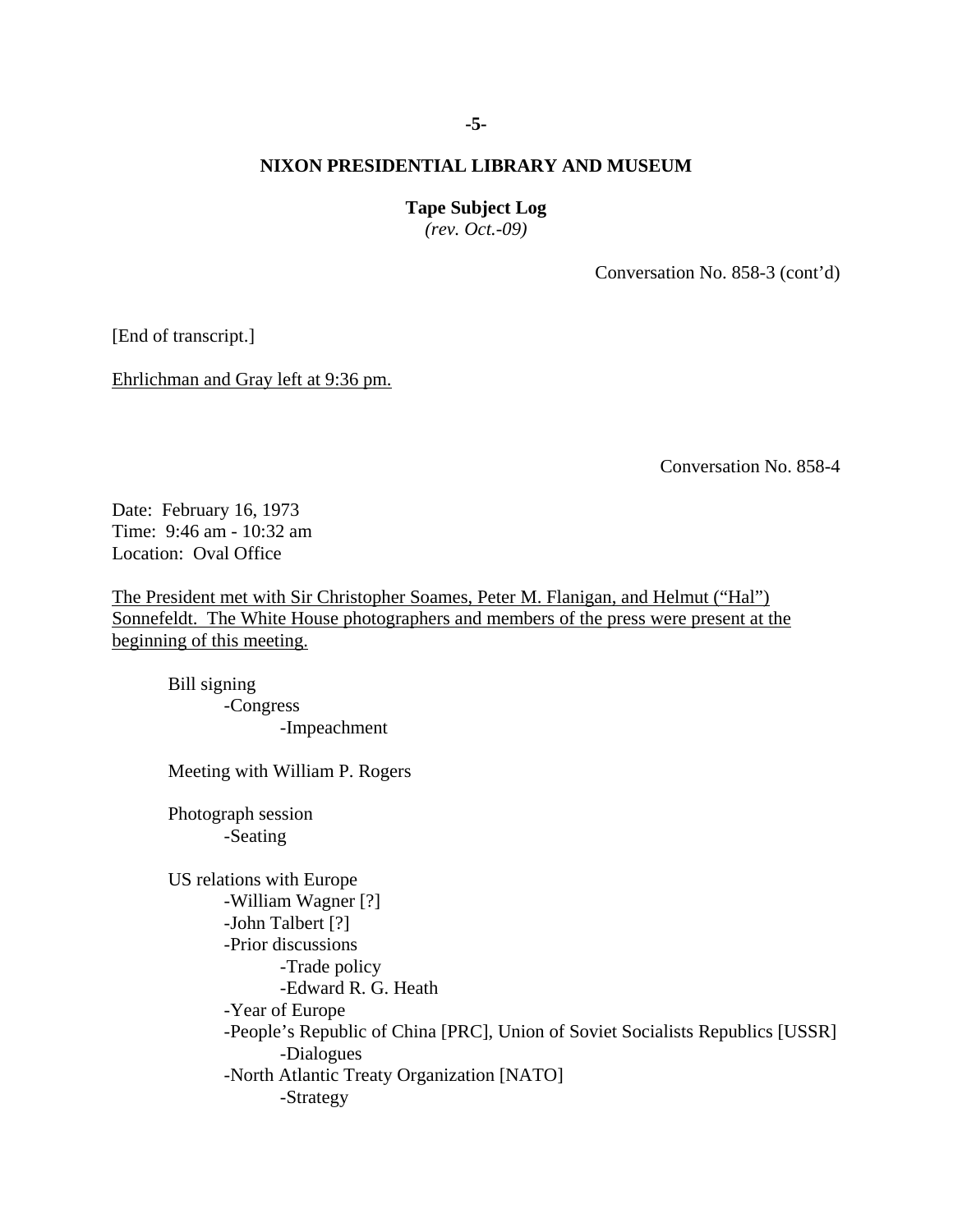**NIXON PRESIDENTIAL LIBRARY AND MUSEUM**

**Tape Subject Log**
*(rev. Oct.-09)*

Conversation No. 858-3 (cont'd)

[End of transcript.]

Ehrlichman and Gray left at 9:36 pm.

Conversation No. 858-4

Date: February 16, 1973
Time: 9:46 am - 10:32 am
Location: Oval Office

The President met with Sir Christopher Soames, Peter M. Flanigan, and Helmut ("Hal") Sonnefeldt. The White House photographers and members of the press were present at the beginning of this meeting.

- Bill signing
  - -Congress
    - -Impeachment

- Meeting with William P. Rogers

- Photograph session
  - -Seating

- US relations with Europe
  - -William Wagner [?]
  - -John Talbert [?]
  - -Prior discussions
    - -Trade policy
    - -Edward R. G. Heath
  - -Year of Europe
  - -People's Republic of China [PRC], Union of Soviet Socialists Republics [USSR]
    - -Dialogues
  - -North Atlantic Treaty Organization [NATO]
    - -Strategy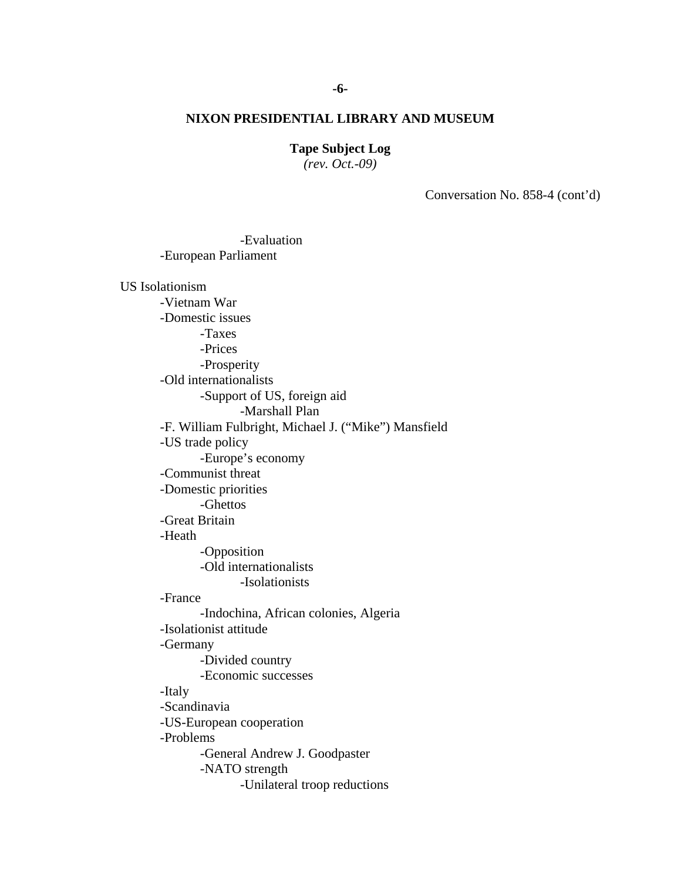Conversation No. 858-4 (cont'd)

                    -Evaluation
          -European Parliament

US Isolationism
          -Vietnam War
          -Domestic issues
                    -Taxes
                    -Prices
                    -Prosperity
          -Old internationalists
                    -Support of US, foreign aid
                              -Marshall Plan
          -F. William Fulbright, Michael J. ("Mike") Mansfield
          -US trade policy
                    -Europe's economy
          -Communist threat
          -Domestic priorities
                    -Ghettos
          -Great Britain
          -Heath
                    -Opposition
                    -Old internationalists
                              -Isolationists
          -France
                    -Indochina, African colonies, Algeria
          -Isolationist attitude
          -Germany
                    -Divided country
                    -Economic successes
          -Italy
          -Scandinavia
          -US-European cooperation
          -Problems
                    -General Andrew J. Goodpaster
                    -NATO strength
                              -Unilateral troop reductions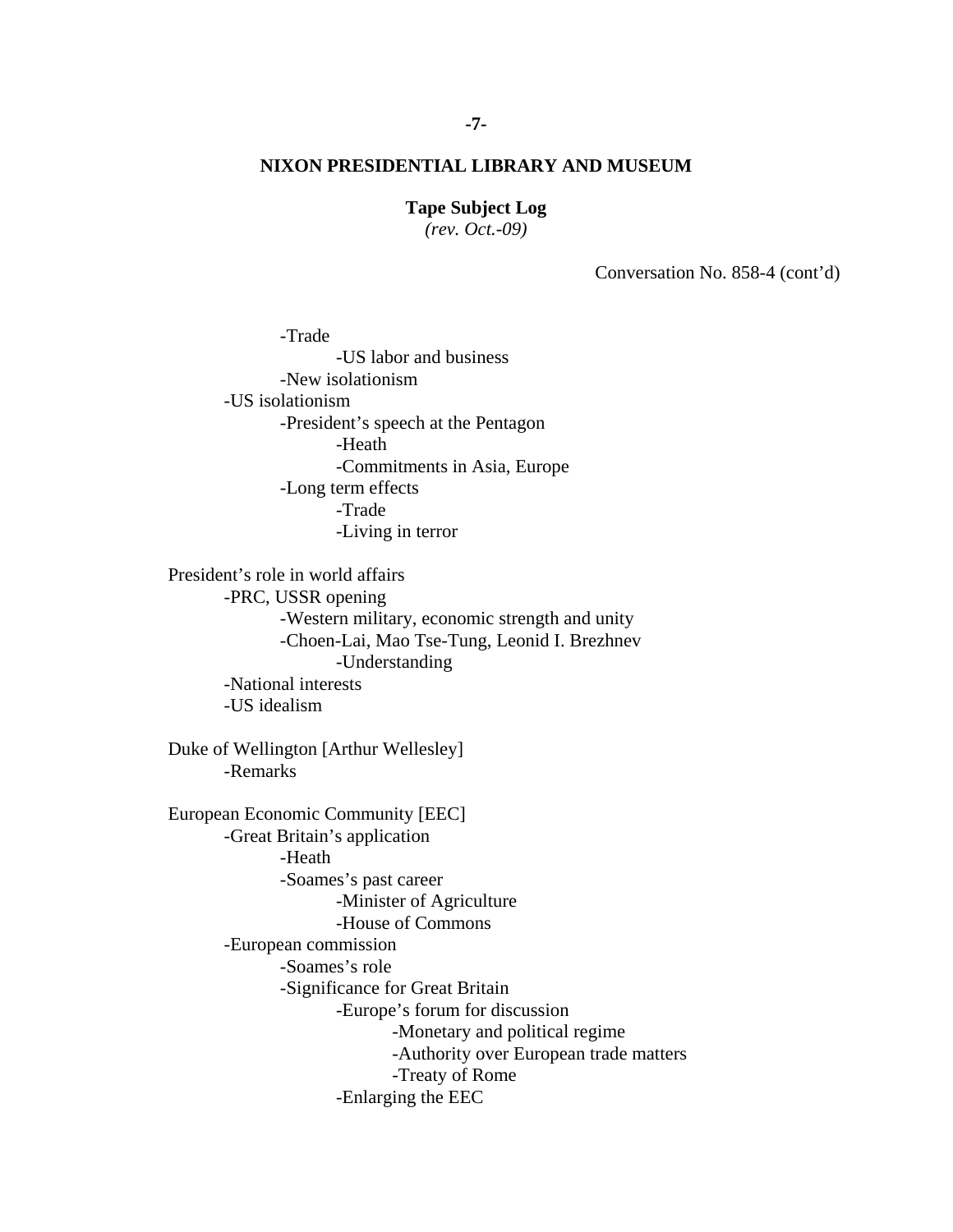**NIXON PRESIDENTIAL LIBRARY AND MUSEUM**

**Tape Subject Log**
*(rev. Oct.-09)*

Conversation No. 858-4 (cont'd)

- -Trade
    - -US labor and business
- -New isolationism
- -US isolationism
    - -President's speech at the Pentagon
        - -Heath
        - -Commitments in Asia, Europe
    - -Long term effects
        - -Trade
        - -Living in terror

President's role in world affairs
- -PRC, USSR opening
    - -Western military, economic strength and unity
    - -Choen-Lai, Mao Tse-Tung, Leonid I. Brezhnev
        - -Understanding
- -National interests
- -US idealism

Duke of Wellington [Arthur Wellesley]
- -Remarks

European Economic Community [EEC]
- -Great Britain's application
    - -Heath
    - -Soames's past career
        - -Minister of Agriculture
        - -House of Commons
- -European commission
    - -Soames's role
    - -Significance for Great Britain
        - -Europe's forum for discussion
            - -Monetary and political regime
            - -Authority over European trade matters
            - -Treaty of Rome
        - -Enlarging the EEC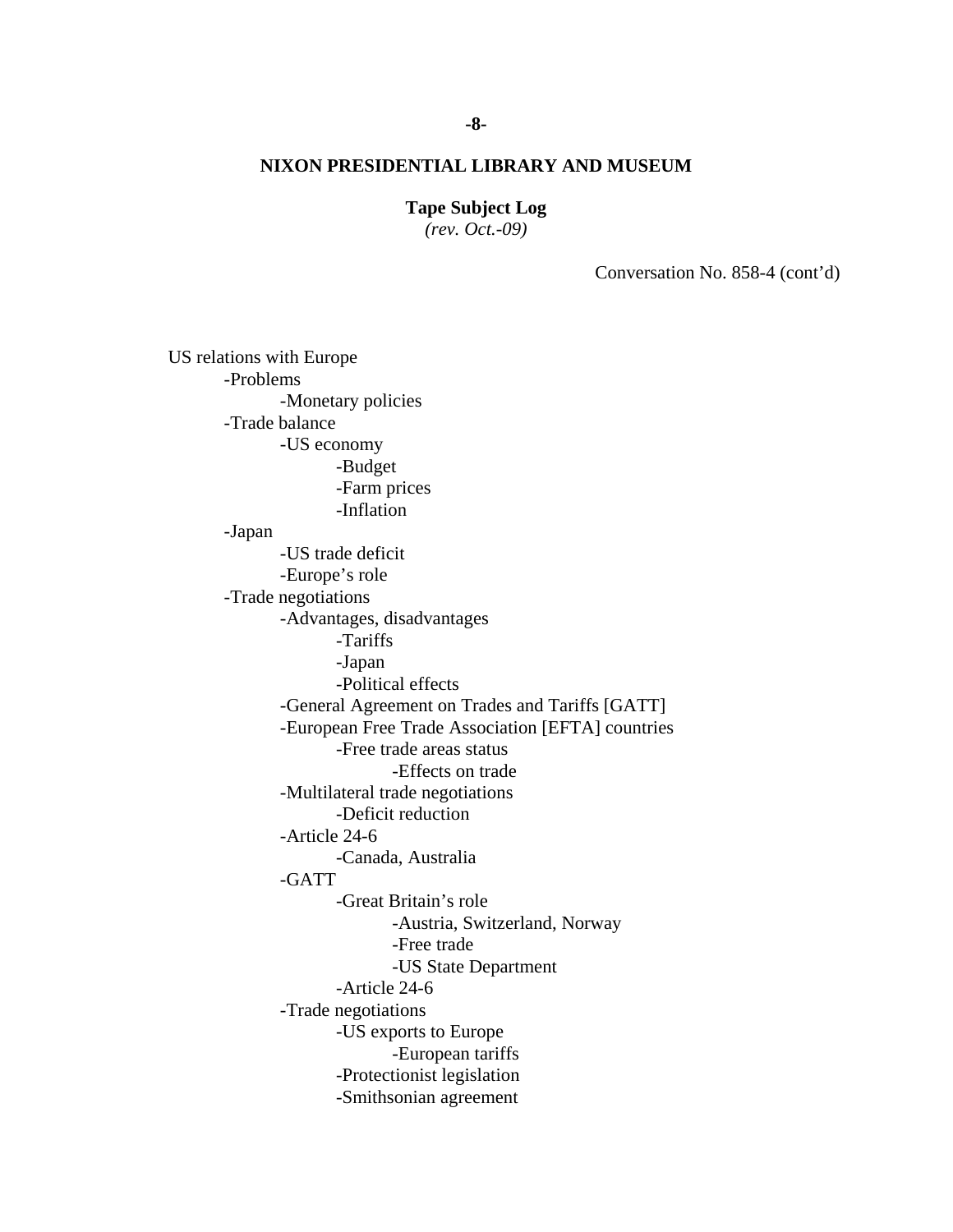**NIXON PRESIDENTIAL LIBRARY AND MUSEUM**

**Tape Subject Log**
*(rev. Oct.-09)*

Conversation No. 858-4 (cont'd)

- US relations with Europe
  - Problems
    - Monetary policies
  - Trade balance
    - US economy
      - Budget
      - Farm prices
      - Inflation
  - Japan
    - US trade deficit
    - Europe's role
  - Trade negotiations
    - Advantages, disadvantages
      - Tariffs
      - Japan
      - Political effects
    - General Agreement on Trades and Tariffs [GATT]
    - European Free Trade Association [EFTA] countries
      - Free trade areas status
        - Effects on trade
    - Multilateral trade negotiations
      - Deficit reduction
    - Article 24-6
      - Canada, Australia
    - GATT
      - Great Britain's role
        - Austria, Switzerland, Norway
        - Free trade
        - US State Department
      - Article 24-6
    - Trade negotiations
      - US exports to Europe
        - European tariffs
      - Protectionist legislation
      - Smithsonian agreement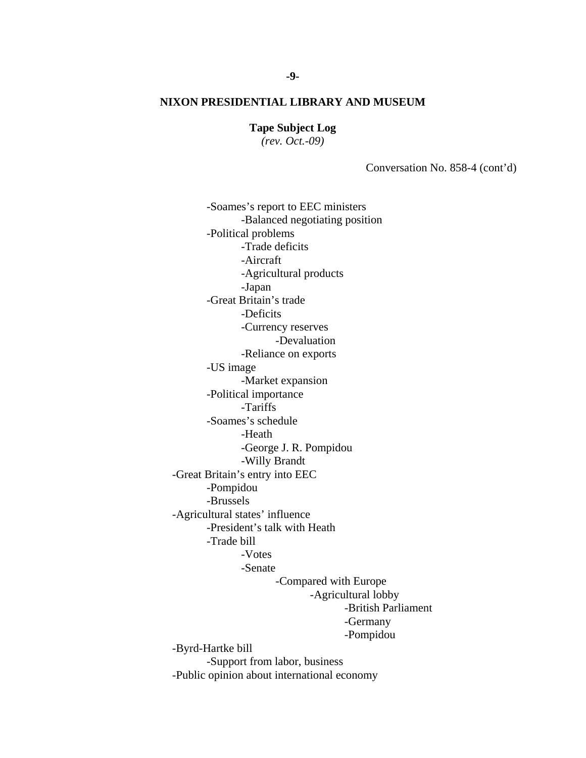**NIXON PRESIDENTIAL LIBRARY AND MUSEUM**

**Tape Subject Log**
*(rev. Oct.-09)*

Conversation No. 858-4 (cont'd)

- -Soames's report to EEC ministers
    - -Balanced negotiating position
- -Political problems
    - -Trade deficits
    - -Aircraft
    - -Agricultural products
    - -Japan
- -Great Britain's trade
    - -Deficits
    - -Currency reserves
        - -Devaluation
    - -Reliance on exports
- -US image
    - -Market expansion
- -Political importance
    - -Tariffs
- -Soames's schedule
    - -Heath
    - -George J. R. Pompidou
    - -Willy Brandt

-Great Britain's entry into EEC
- -Pompidou
- -Brussels

-Agricultural states' influence
- -President's talk with Heath
- -Trade bill
    - -Votes
    - -Senate
        - -Compared with Europe
            - -Agricultural lobby
                - -British Parliament
                - -Germany
                - -Pompidou

-Byrd-Hartke bill
- -Support from labor, business

-Public opinion about international economy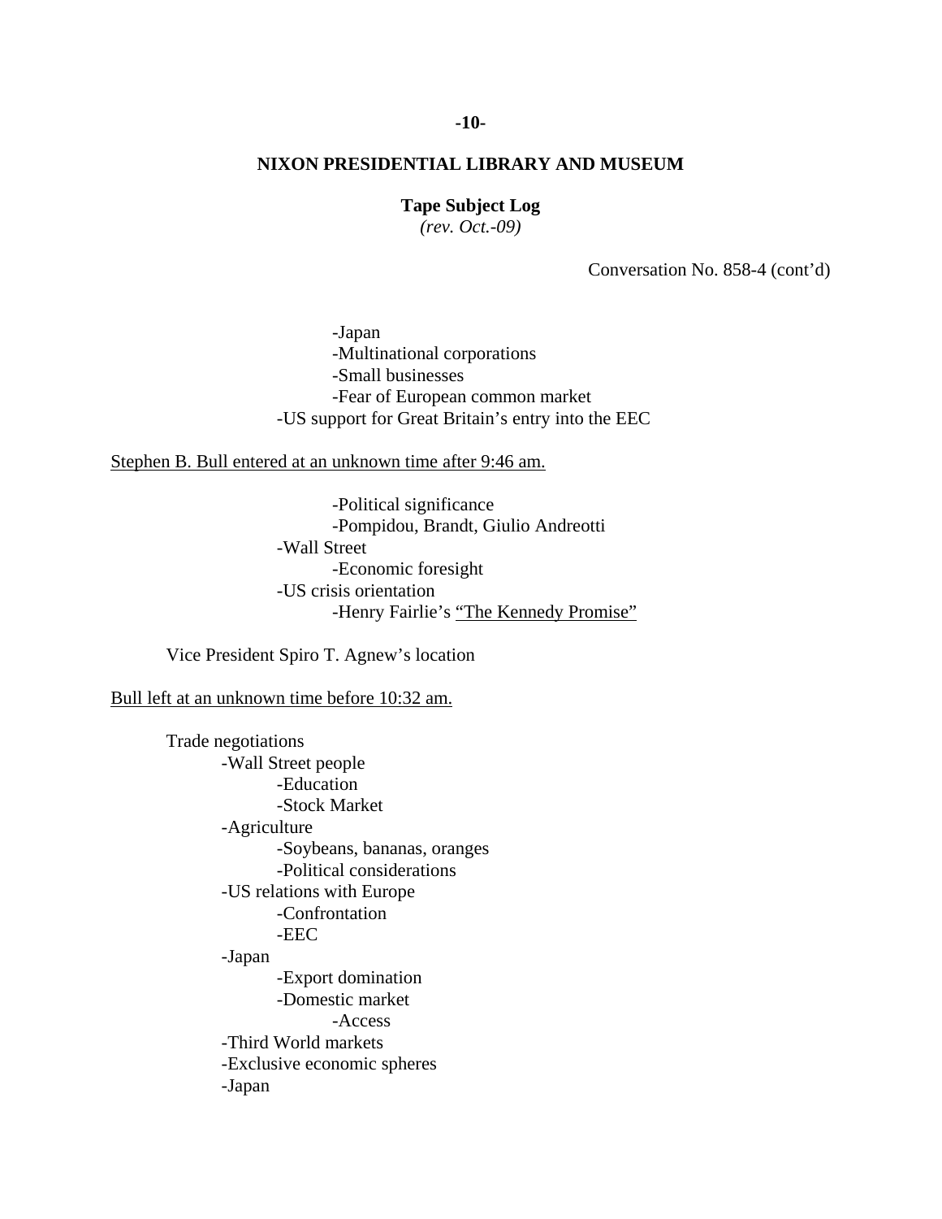## NIXON PRESIDENTIAL LIBRARY AND MUSEUM

**Tape Subject Log**
*(rev. Oct.-09)*

Conversation No. 858-4 (cont'd)

-Japan
-Multinational corporations
-Small businesses
-Fear of European common market
-US support for Great Britain's entry into the EEC

Stephen B. Bull entered at an unknown time after 9:46 am.

-Political significance
-Pompidou, Brandt, Giulio Andreotti
-Wall Street
-Economic foresight
-US crisis orientation
-Henry Fairlie's "The Kennedy Promise"

Vice President Spiro T. Agnew's location

Bull left at an unknown time before 10:32 am.

Trade negotiations
- -Wall Street people
    - -Education
    - -Stock Market
- -Agriculture
    - -Soybeans, bananas, oranges
    - -Political considerations
- -US relations with Europe
    - -Confrontation
    - -EEC
- -Japan
    - -Export domination
    - -Domestic market
        - -Access
- -Third World markets
- -Exclusive economic spheres
- -Japan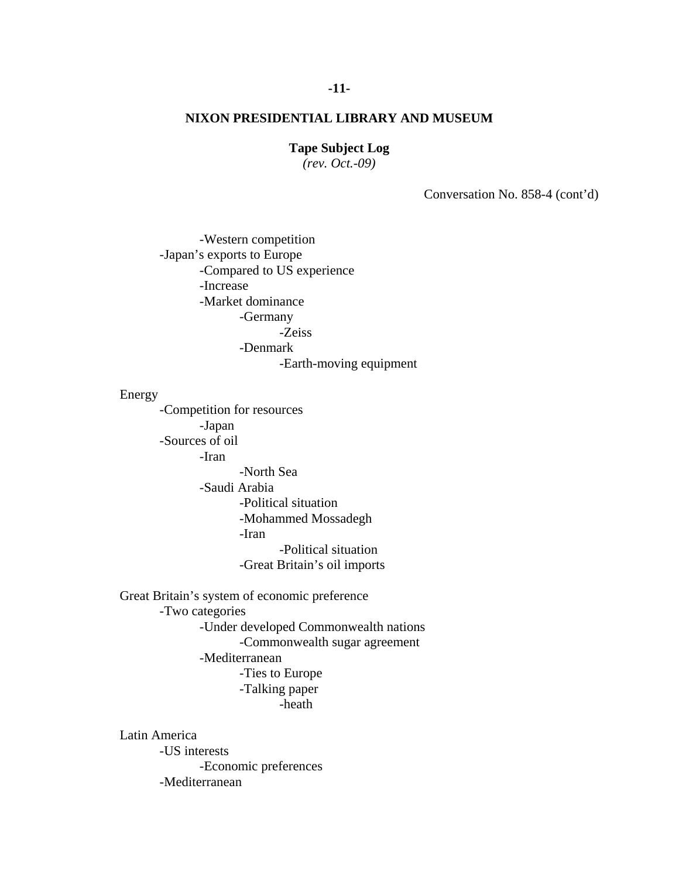**NIXON PRESIDENTIAL LIBRARY AND MUSEUM**

**Tape Subject Log**
*(rev. Oct.-09)*

Conversation No. 858-4 (cont'd)

- Western competition
- Japan's exports to Europe
  - Compared to US experience
  - Increase
  - Market dominance
    - Germany
      - Zeiss
    - Denmark
      - Earth-moving equipment

Energy
- Competition for resources
  - Japan
- Sources of oil
  - Iran
    - North Sea
  - Saudi Arabia
    - Political situation
    - Mohammed Mossadegh
    - Iran
      - Political situation
    - Great Britain's oil imports

Great Britain's system of economic preference
- Two categories
  - Under developed Commonwealth nations
    - Commonwealth sugar agreement
  - Mediterranean
    - Ties to Europe
    - Talking paper
      - heath

Latin America
- US interests
  - Economic preferences
- Mediterranean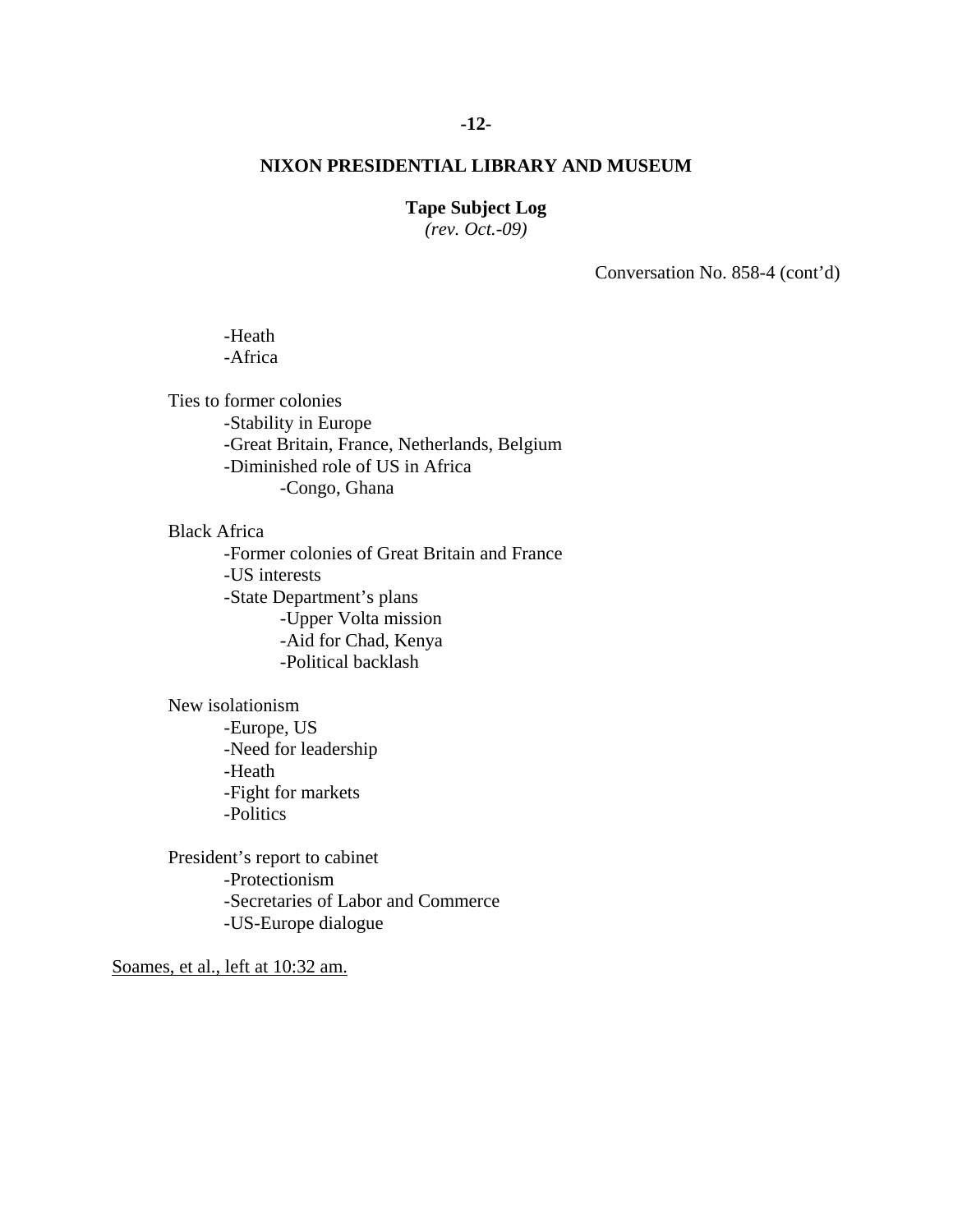**NIXON PRESIDENTIAL LIBRARY AND MUSEUM**

**Tape Subject Log**
*(rev. Oct.-09)*

Conversation No. 858-4 (cont'd)

- -Heath
- -Africa

Ties to former colonies
- -Stability in Europe
- -Great Britain, France, Netherlands, Belgium
- -Diminished role of US in Africa
    - -Congo, Ghana

Black Africa
- -Former colonies of Great Britain and France
- -US interests
- -State Department's plans
    - -Upper Volta mission
    - -Aid for Chad, Kenya
    - -Political backlash

New isolationism
- -Europe, US
- -Need for leadership
- -Heath
- -Fight for markets
- -Politics

President's report to cabinet
- -Protectionism
- -Secretaries of Labor and Commerce
- -US-Europe dialogue

<u>Soames, et al., left at 10:32 am.</u>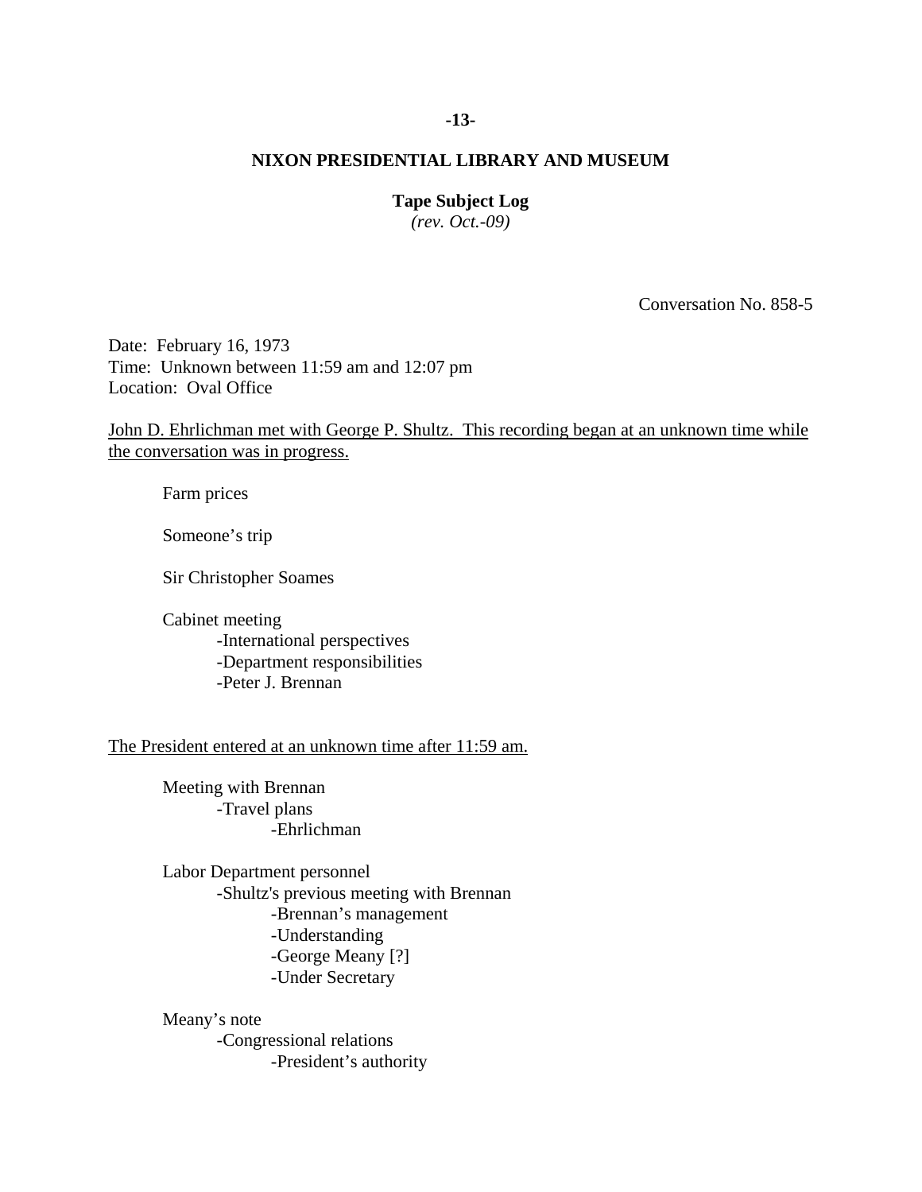**NIXON PRESIDENTIAL LIBRARY AND MUSEUM**

**Tape Subject Log**
*(rev. Oct.-09)*

Conversation No. 858-5

Date: February 16, 1973
Time: Unknown between 11:59 am and 12:07 pm
Location: Oval Office

<u>John D. Ehrlichman met with George P. Shultz. This recording began at an unknown time while the conversation was in progress.</u>

Farm prices

Someone's trip

Sir Christopher Soames

Cabinet meeting
- -International perspectives
- -Department responsibilities
- -Peter J. Brennan

<u>The President entered at an unknown time after 11:59 am.</u>

Meeting with Brennan
- -Travel plans
    - -Ehrlichman

Labor Department personnel
- -Shultz's previous meeting with Brennan
    - -Brennan's management
    - -Understanding
    - -George Meany [?]
    - -Under Secretary

Meany's note
- -Congressional relations
    - -President's authority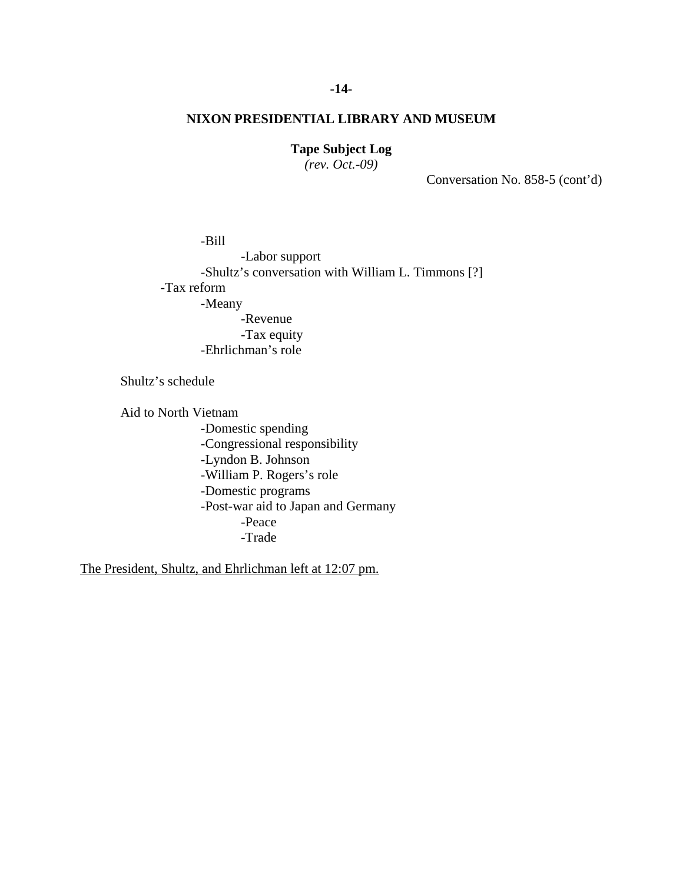# NIXON PRESIDENTIAL LIBRARY AND MUSEUM

**Tape Subject Log**
*(rev. Oct.-09)*

Conversation No. 858-5 (cont'd)

- -Bill
  - -Labor support
- -Shultz's conversation with William L. Timmons [?]

-Tax reform
- -Meany
  - -Revenue
  - -Tax equity
- -Ehrlichman's role

Shultz's schedule

Aid to North Vietnam
- -Domestic spending
- -Congressional responsibility
- -Lyndon B. Johnson
- -William P. Rogers's role
- -Domestic programs
- -Post-war aid to Japan and Germany
  - -Peace
  - -Trade

<u>The President, Shultz, and Ehrlichman left at 12:07 pm.</u>